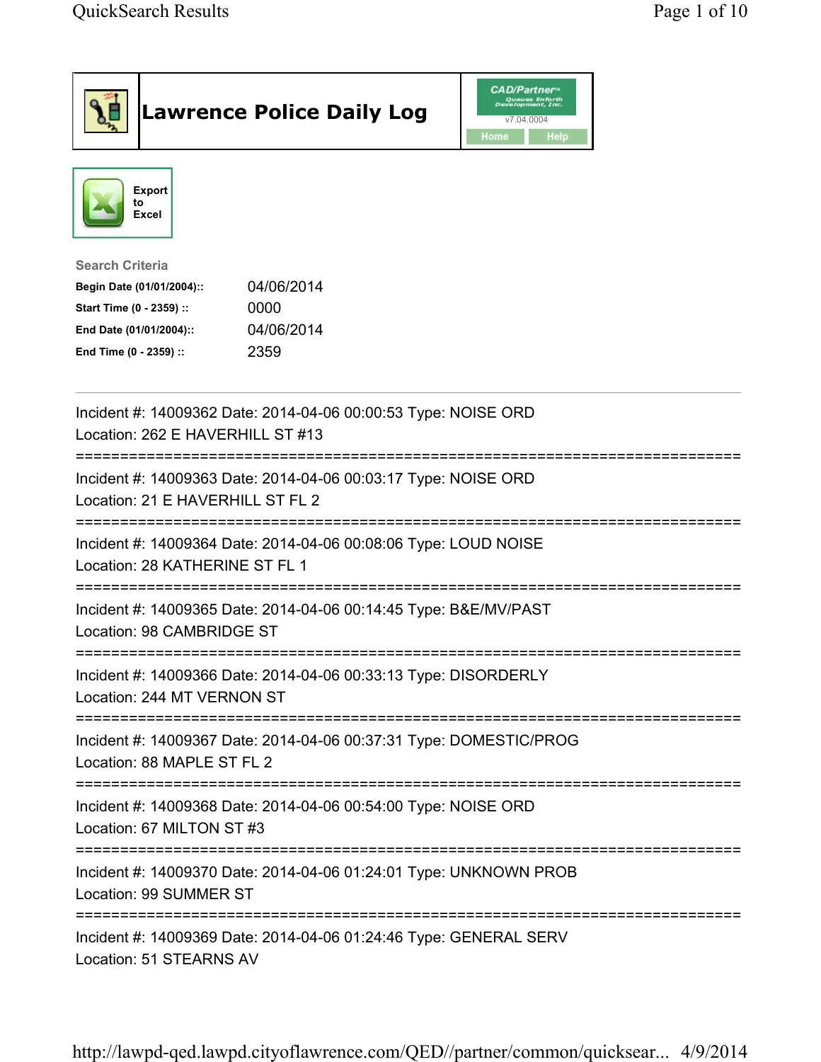# Lawrence Police Daily Log

CAD/Partner™
v7.04.0004
Home Help

Export to Excel

**Search Criteria**

| | |
|---|---|
| **Begin Date (01/01/2004)::** | 04/06/2014 |
| **Start Time (0 - 2359) ::** | 0000 |
| **End Date (01/01/2004)::** | 04/06/2014 |
| **End Time (0 - 2359) ::** | 2359 |

---

Incident #: 14009362 Date: 2014-04-06 00:00:53 Type: NOISE ORD
Location: 262 E HAVERHILL ST #13

===========================================================================

Incident #: 14009363 Date: 2014-04-06 00:03:17 Type: NOISE ORD
Location: 21 E HAVERHILL ST FL 2

===========================================================================

Incident #: 14009364 Date: 2014-04-06 00:08:06 Type: LOUD NOISE
Location: 28 KATHERINE ST FL 1

===========================================================================

Incident #: 14009365 Date: 2014-04-06 00:14:45 Type: B&E/MV/PAST
Location: 98 CAMBRIDGE ST

===========================================================================

Incident #: 14009366 Date: 2014-04-06 00:33:13 Type: DISORDERLY
Location: 244 MT VERNON ST

===========================================================================

Incident #: 14009367 Date: 2014-04-06 00:37:31 Type: DOMESTIC/PROG
Location: 88 MAPLE ST FL 2

===========================================================================

Incident #: 14009368 Date: 2014-04-06 00:54:00 Type: NOISE ORD
Location: 67 MILTON ST #3

===========================================================================

Incident #: 14009370 Date: 2014-04-06 01:24:01 Type: UNKNOWN PROB
Location: 99 SUMMER ST

===========================================================================

Incident #: 14009369 Date: 2014-04-06 01:24:46 Type: GENERAL SERV
Location: 51 STEARNS AV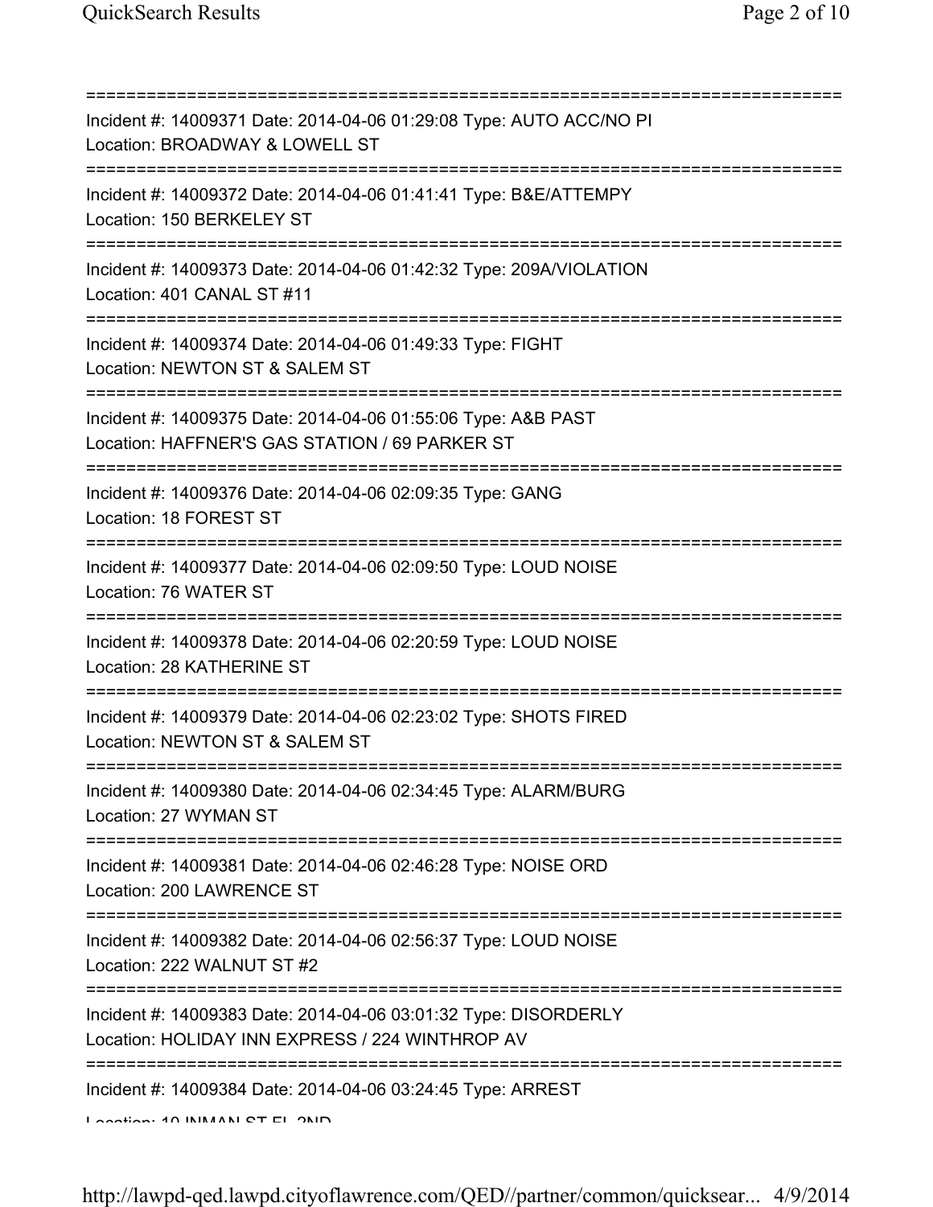===========================================================================

Incident #: 14009371 Date: 2014-04-06 01:29:08 Type: AUTO ACC/NO PI
Location: BROADWAY & LOWELL ST

===========================================================================

Incident #: 14009372 Date: 2014-04-06 01:41:41 Type: B&E/ATTEMPY
Location: 150 BERKELEY ST

===========================================================================

Incident #: 14009373 Date: 2014-04-06 01:42:32 Type: 209A/VIOLATION
Location: 401 CANAL ST #11

===========================================================================

Incident #: 14009374 Date: 2014-04-06 01:49:33 Type: FIGHT
Location: NEWTON ST & SALEM ST

===========================================================================

Incident #: 14009375 Date: 2014-04-06 01:55:06 Type: A&B PAST
Location: HAFFNER'S GAS STATION / 69 PARKER ST

===========================================================================

Incident #: 14009376 Date: 2014-04-06 02:09:35 Type: GANG
Location: 18 FOREST ST

===========================================================================

Incident #: 14009377 Date: 2014-04-06 02:09:50 Type: LOUD NOISE
Location: 76 WATER ST

===========================================================================

Incident #: 14009378 Date: 2014-04-06 02:20:59 Type: LOUD NOISE
Location: 28 KATHERINE ST

===========================================================================

Incident #: 14009379 Date: 2014-04-06 02:23:02 Type: SHOTS FIRED
Location: NEWTON ST & SALEM ST

===========================================================================

Incident #: 14009380 Date: 2014-04-06 02:34:45 Type: ALARM/BURG
Location: 27 WYMAN ST

===========================================================================

Incident #: 14009381 Date: 2014-04-06 02:46:28 Type: NOISE ORD
Location: 200 LAWRENCE ST

===========================================================================

Incident #: 14009382 Date: 2014-04-06 02:56:37 Type: LOUD NOISE
Location: 222 WALNUT ST #2

===========================================================================

Incident #: 14009383 Date: 2014-04-06 03:01:32 Type: DISORDERLY
Location: HOLIDAY INN EXPRESS / 224 WINTHROP AV

===========================================================================

Incident #: 14009384 Date: 2014-04-06 03:24:45 Type: ARREST
Location: 10 INMAN ST FL 2ND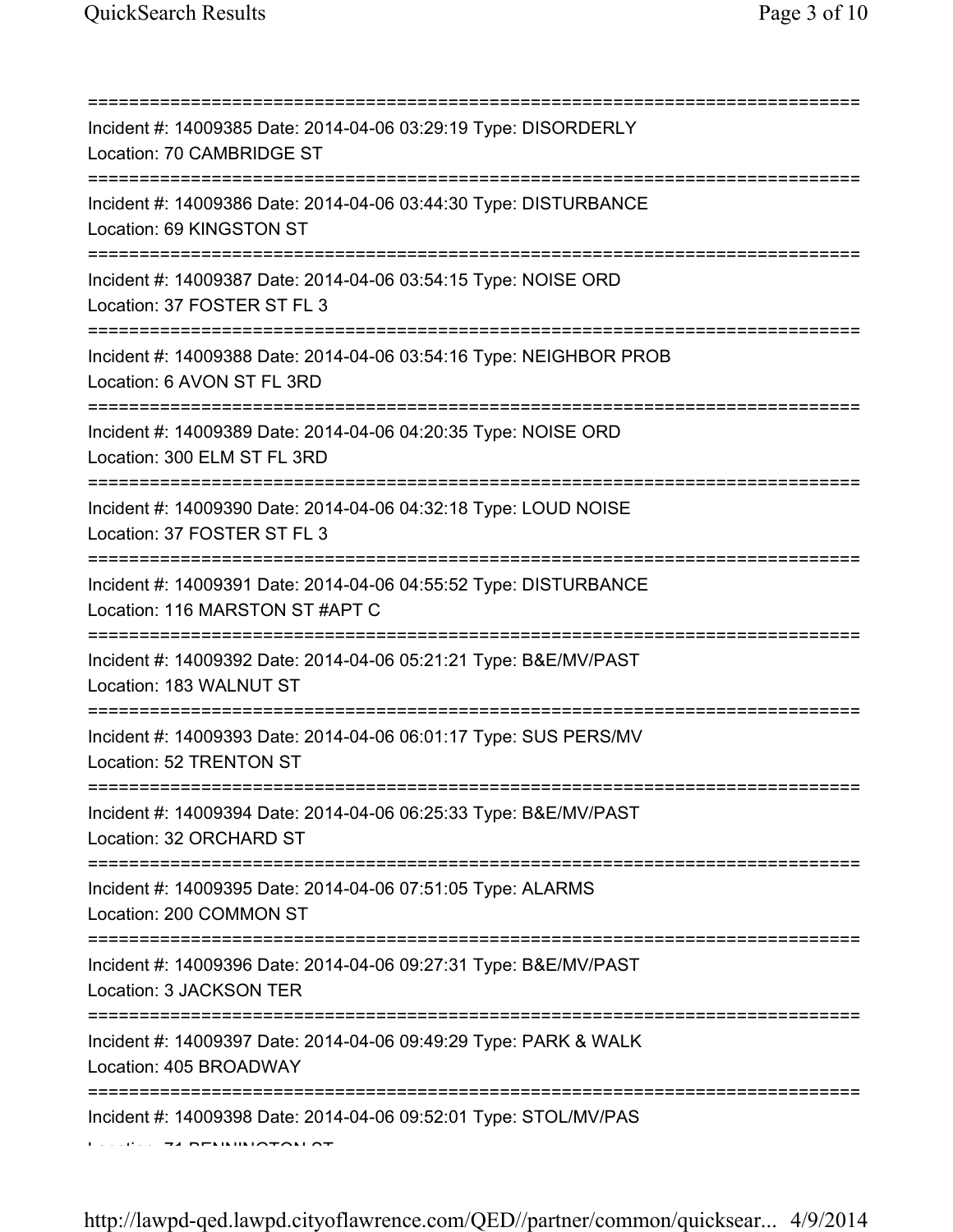===========================================================================
Incident #: 14009385 Date: 2014-04-06 03:29:19 Type: DISORDERLY
Location: 70 CAMBRIDGE ST
===========================================================================
Incident #: 14009386 Date: 2014-04-06 03:44:30 Type: DISTURBANCE
Location: 69 KINGSTON ST
===========================================================================
Incident #: 14009387 Date: 2014-04-06 03:54:15 Type: NOISE ORD
Location: 37 FOSTER ST FL 3
===========================================================================
Incident #: 14009388 Date: 2014-04-06 03:54:16 Type: NEIGHBOR PROB
Location: 6 AVON ST FL 3RD
===========================================================================
Incident #: 14009389 Date: 2014-04-06 04:20:35 Type: NOISE ORD
Location: 300 ELM ST FL 3RD
===========================================================================
Incident #: 14009390 Date: 2014-04-06 04:32:18 Type: LOUD NOISE
Location: 37 FOSTER ST FL 3
===========================================================================
Incident #: 14009391 Date: 2014-04-06 04:55:52 Type: DISTURBANCE
Location: 116 MARSTON ST #APT C
===========================================================================
Incident #: 14009392 Date: 2014-04-06 05:21:21 Type: B&E/MV/PAST
Location: 183 WALNUT ST
===========================================================================
Incident #: 14009393 Date: 2014-04-06 06:01:17 Type: SUS PERS/MV
Location: 52 TRENTON ST
===========================================================================
Incident #: 14009394 Date: 2014-04-06 06:25:33 Type: B&E/MV/PAST
Location: 32 ORCHARD ST
===========================================================================
Incident #: 14009395 Date: 2014-04-06 07:51:05 Type: ALARMS
Location: 200 COMMON ST
===========================================================================
Incident #: 14009396 Date: 2014-04-06 09:27:31 Type: B&E/MV/PAST
Location: 3 JACKSON TER
===========================================================================
Incident #: 14009397 Date: 2014-04-06 09:49:29 Type: PARK & WALK
Location: 405 BROADWAY
===========================================================================
Incident #: 14009398 Date: 2014-04-06 09:52:01 Type: STOL/MV/PAS
Location: 71 BENNINGTON ST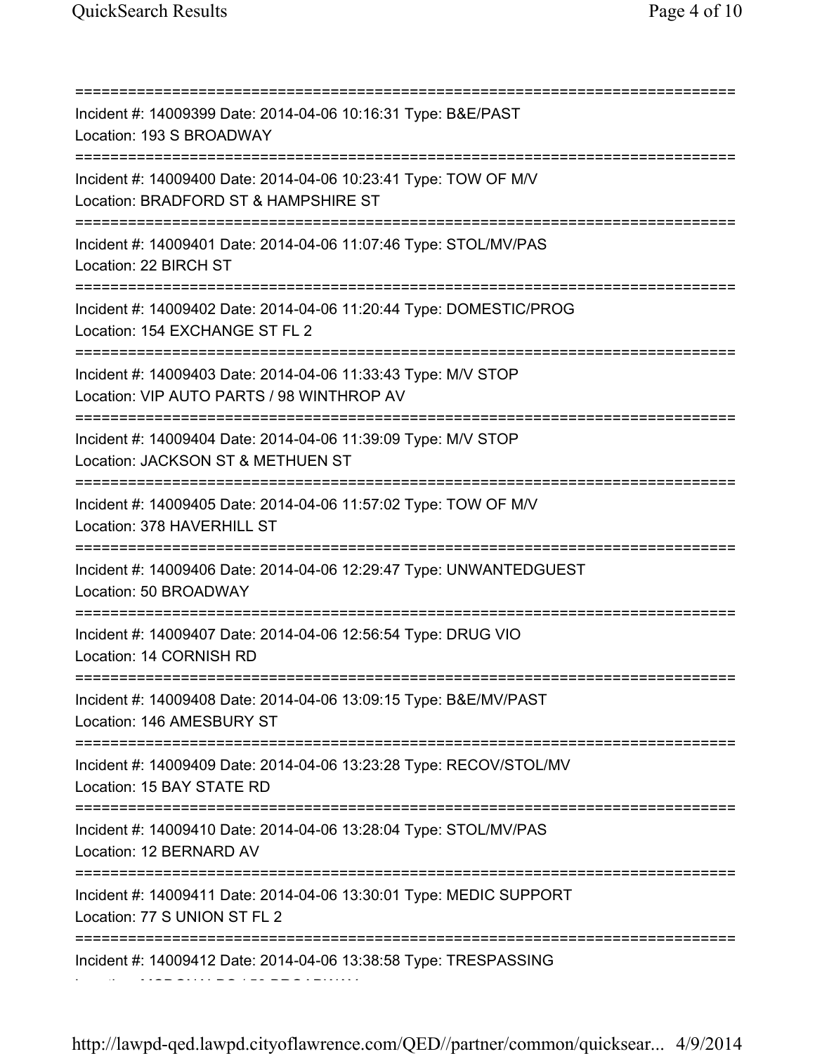===========================================================================

Incident #: 14009399 Date: 2014-04-06 10:16:31 Type: B&E/PAST
Location: 193 S BROADWAY

===========================================================================

Incident #: 14009400 Date: 2014-04-06 10:23:41 Type: TOW OF M/V
Location: BRADFORD ST & HAMPSHIRE ST

===========================================================================

Incident #: 14009401 Date: 2014-04-06 11:07:46 Type: STOL/MV/PAS
Location: 22 BIRCH ST

===========================================================================

Incident #: 14009402 Date: 2014-04-06 11:20:44 Type: DOMESTIC/PROG
Location: 154 EXCHANGE ST FL 2

===========================================================================

Incident #: 14009403 Date: 2014-04-06 11:33:43 Type: M/V STOP
Location: VIP AUTO PARTS / 98 WINTHROP AV

===========================================================================

Incident #: 14009404 Date: 2014-04-06 11:39:09 Type: M/V STOP
Location: JACKSON ST & METHUEN ST

===========================================================================

Incident #: 14009405 Date: 2014-04-06 11:57:02 Type: TOW OF M/V
Location: 378 HAVERHILL ST

===========================================================================

Incident #: 14009406 Date: 2014-04-06 12:29:47 Type: UNWANTEDGUEST
Location: 50 BROADWAY

===========================================================================

Incident #: 14009407 Date: 2014-04-06 12:56:54 Type: DRUG VIO
Location: 14 CORNISH RD

===========================================================================

Incident #: 14009408 Date: 2014-04-06 13:09:15 Type: B&E/MV/PAST
Location: 146 AMESBURY ST

===========================================================================

Incident #: 14009409 Date: 2014-04-06 13:23:28 Type: RECOV/STOL/MV
Location: 15 BAY STATE RD

===========================================================================

Incident #: 14009410 Date: 2014-04-06 13:28:04 Type: STOL/MV/PAS
Location: 12 BERNARD AV

===========================================================================

Incident #: 14009411 Date: 2014-04-06 13:30:01 Type: MEDIC SUPPORT
Location: 77 S UNION ST FL 2

===========================================================================

Incident #: 14009412 Date: 2014-04-06 13:38:58 Type: TRESPASSING
Location: MCDONALDS / 50 BROADWAY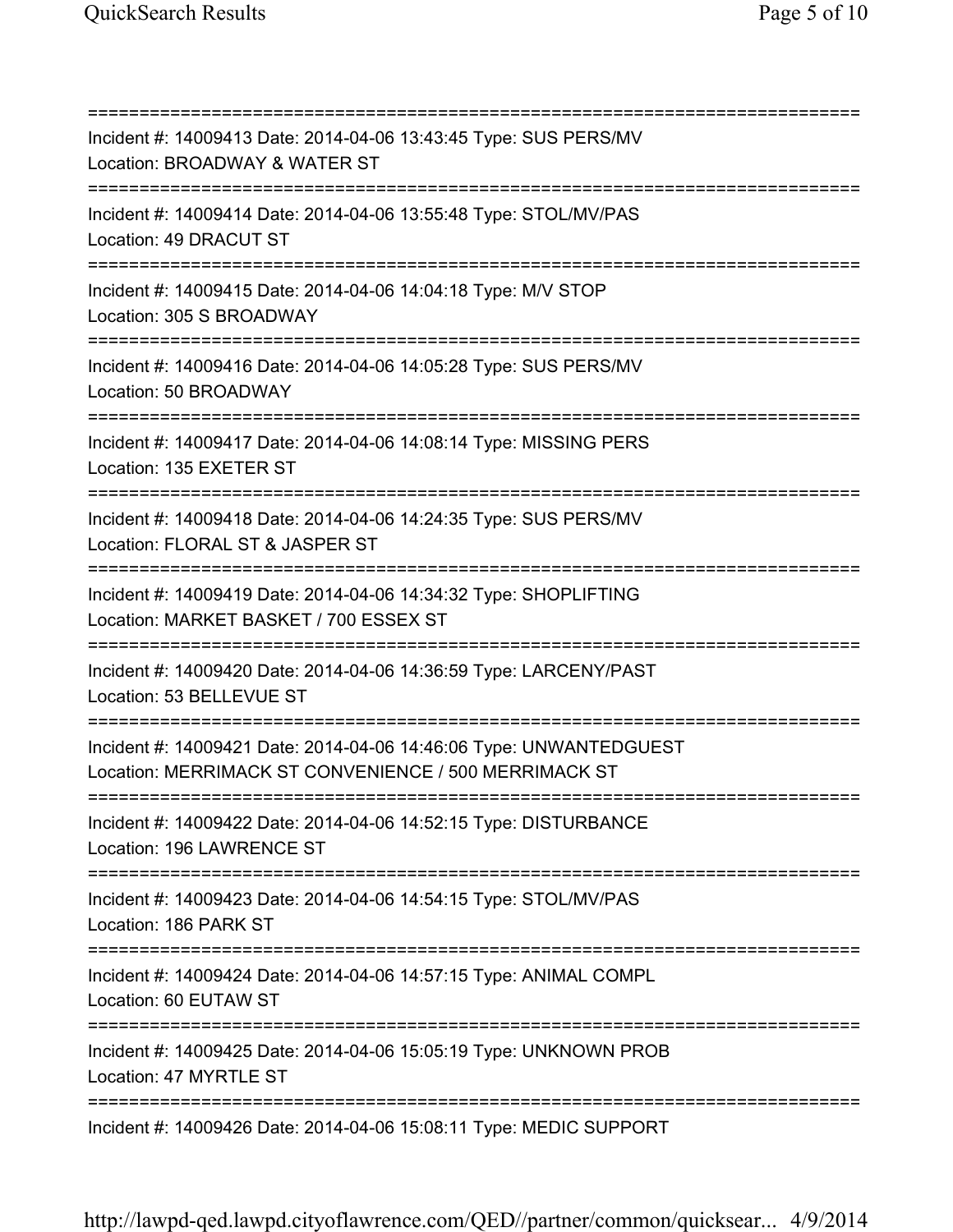===========================================================================

Incident #: 14009413 Date: 2014-04-06 13:43:45 Type: SUS PERS/MV
Location: BROADWAY & WATER ST

===========================================================================

Incident #: 14009414 Date: 2014-04-06 13:55:48 Type: STOL/MV/PAS
Location: 49 DRACUT ST

===========================================================================

Incident #: 14009415 Date: 2014-04-06 14:04:18 Type: M/V STOP
Location: 305 S BROADWAY

===========================================================================

Incident #: 14009416 Date: 2014-04-06 14:05:28 Type: SUS PERS/MV
Location: 50 BROADWAY

===========================================================================

Incident #: 14009417 Date: 2014-04-06 14:08:14 Type: MISSING PERS
Location: 135 EXETER ST

===========================================================================

Incident #: 14009418 Date: 2014-04-06 14:24:35 Type: SUS PERS/MV
Location: FLORAL ST & JASPER ST

===========================================================================

Incident #: 14009419 Date: 2014-04-06 14:34:32 Type: SHOPLIFTING
Location: MARKET BASKET / 700 ESSEX ST

===========================================================================

Incident #: 14009420 Date: 2014-04-06 14:36:59 Type: LARCENY/PAST
Location: 53 BELLEVUE ST

===========================================================================

Incident #: 14009421 Date: 2014-04-06 14:46:06 Type: UNWANTEDGUEST
Location: MERRIMACK ST CONVENIENCE / 500 MERRIMACK ST

===========================================================================

Incident #: 14009422 Date: 2014-04-06 14:52:15 Type: DISTURBANCE
Location: 196 LAWRENCE ST

===========================================================================

Incident #: 14009423 Date: 2014-04-06 14:54:15 Type: STOL/MV/PAS
Location: 186 PARK ST

===========================================================================

Incident #: 14009424 Date: 2014-04-06 14:57:15 Type: ANIMAL COMPL
Location: 60 EUTAW ST

===========================================================================

Incident #: 14009425 Date: 2014-04-06 15:05:19 Type: UNKNOWN PROB
Location: 47 MYRTLE ST

===========================================================================

Incident #: 14009426 Date: 2014-04-06 15:08:11 Type: MEDIC SUPPORT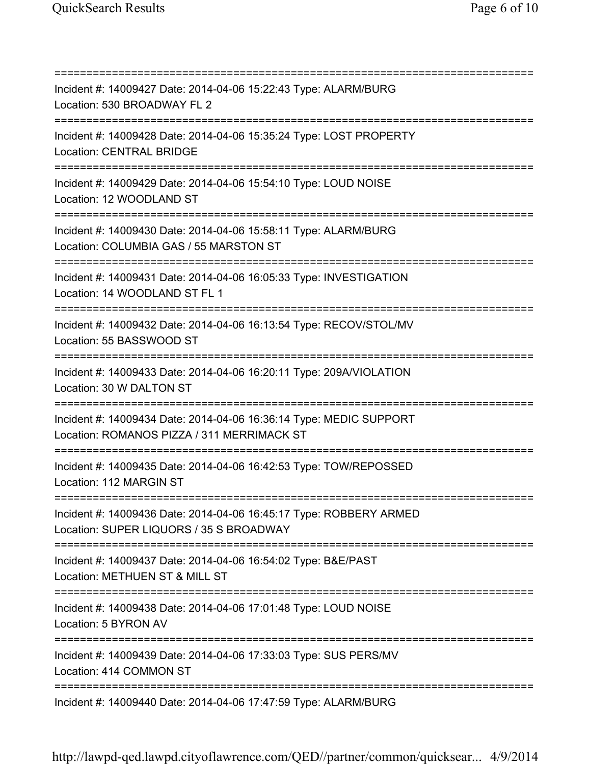===========================================================================
Incident #: 14009427 Date: 2014-04-06 15:22:43 Type: ALARM/BURG
Location: 530 BROADWAY FL 2
===========================================================================
Incident #: 14009428 Date: 2014-04-06 15:35:24 Type: LOST PROPERTY
Location: CENTRAL BRIDGE
===========================================================================
Incident #: 14009429 Date: 2014-04-06 15:54:10 Type: LOUD NOISE
Location: 12 WOODLAND ST
===========================================================================
Incident #: 14009430 Date: 2014-04-06 15:58:11 Type: ALARM/BURG
Location: COLUMBIA GAS / 55 MARSTON ST
===========================================================================
Incident #: 14009431 Date: 2014-04-06 16:05:33 Type: INVESTIGATION
Location: 14 WOODLAND ST FL 1
===========================================================================
Incident #: 14009432 Date: 2014-04-06 16:13:54 Type: RECOV/STOL/MV
Location: 55 BASSWOOD ST
===========================================================================
Incident #: 14009433 Date: 2014-04-06 16:20:11 Type: 209A/VIOLATION
Location: 30 W DALTON ST
===========================================================================
Incident #: 14009434 Date: 2014-04-06 16:36:14 Type: MEDIC SUPPORT
Location: ROMANOS PIZZA / 311 MERRIMACK ST
===========================================================================
Incident #: 14009435 Date: 2014-04-06 16:42:53 Type: TOW/REPOSSED
Location: 112 MARGIN ST
===========================================================================
Incident #: 14009436 Date: 2014-04-06 16:45:17 Type: ROBBERY ARMED
Location: SUPER LIQUORS / 35 S BROADWAY
===========================================================================
Incident #: 14009437 Date: 2014-04-06 16:54:02 Type: B&E/PAST
Location: METHUEN ST & MILL ST
===========================================================================
Incident #: 14009438 Date: 2014-04-06 17:01:48 Type: LOUD NOISE
Location: 5 BYRON AV
===========================================================================
Incident #: 14009439 Date: 2014-04-06 17:33:03 Type: SUS PERS/MV
Location: 414 COMMON ST
===========================================================================
Incident #: 14009440 Date: 2014-04-06 17:47:59 Type: ALARM/BURG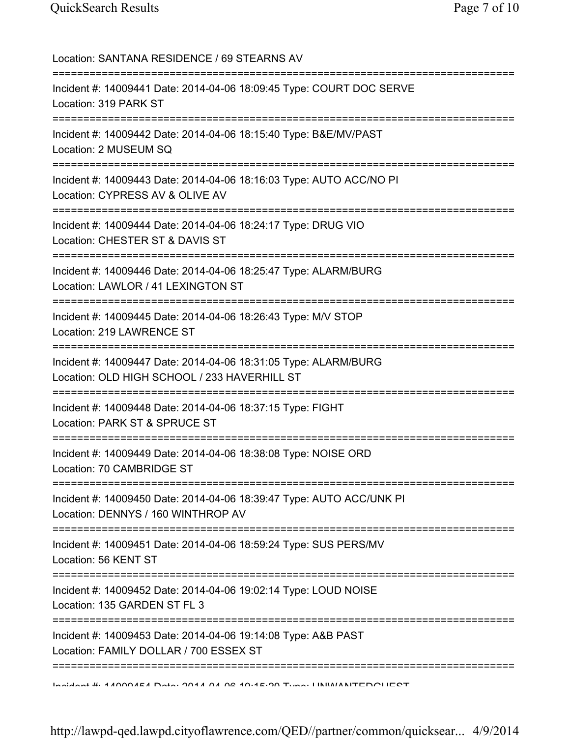Location: SANTANA RESIDENCE / 69 STEARNS AV

===========================================================================

Incident #: 14009441 Date: 2014-04-06 18:09:45 Type: COURT DOC SERVE
Location: 319 PARK ST

===========================================================================

Incident #: 14009442 Date: 2014-04-06 18:15:40 Type: B&E/MV/PAST
Location: 2 MUSEUM SQ

===========================================================================

Incident #: 14009443 Date: 2014-04-06 18:16:03 Type: AUTO ACC/NO PI
Location: CYPRESS AV & OLIVE AV

===========================================================================

Incident #: 14009444 Date: 2014-04-06 18:24:17 Type: DRUG VIO
Location: CHESTER ST & DAVIS ST

===========================================================================

Incident #: 14009446 Date: 2014-04-06 18:25:47 Type: ALARM/BURG
Location: LAWLOR / 41 LEXINGTON ST

===========================================================================

Incident #: 14009445 Date: 2014-04-06 18:26:43 Type: M/V STOP
Location: 219 LAWRENCE ST

===========================================================================

Incident #: 14009447 Date: 2014-04-06 18:31:05 Type: ALARM/BURG
Location: OLD HIGH SCHOOL / 233 HAVERHILL ST

===========================================================================

Incident #: 14009448 Date: 2014-04-06 18:37:15 Type: FIGHT
Location: PARK ST & SPRUCE ST

===========================================================================

Incident #: 14009449 Date: 2014-04-06 18:38:08 Type: NOISE ORD
Location: 70 CAMBRIDGE ST

===========================================================================

Incident #: 14009450 Date: 2014-04-06 18:39:47 Type: AUTO ACC/UNK PI
Location: DENNYS / 160 WINTHROP AV

===========================================================================

Incident #: 14009451 Date: 2014-04-06 18:59:24 Type: SUS PERS/MV
Location: 56 KENT ST

===========================================================================

Incident #: 14009452 Date: 2014-04-06 19:02:14 Type: LOUD NOISE
Location: 135 GARDEN ST FL 3

===========================================================================

Incident #: 14009453 Date: 2014-04-06 19:14:08 Type: A&B PAST
Location: FAMILY DOLLAR / 700 ESSEX ST

===========================================================================

Incident #: 14009454 Date: 2014-04-06 19:15:20 Type: UNWANTEDGUEST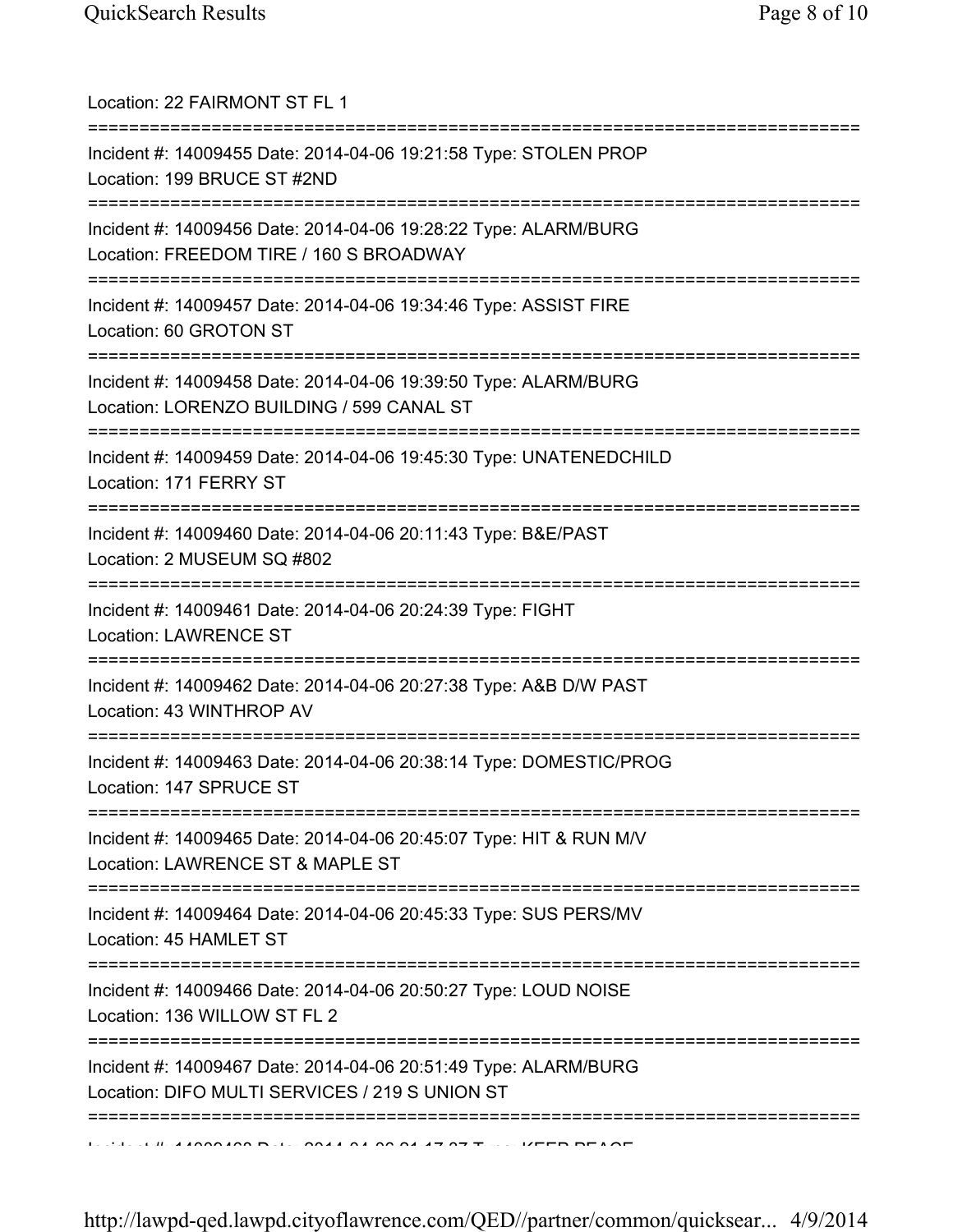Location: 22 FAIRMONT ST FL 1

===========================================================================

Incident #: 14009455 Date: 2014-04-06 19:21:58 Type: STOLEN PROP

Location: 199 BRUCE ST #2ND

===========================================================================

Incident #: 14009456 Date: 2014-04-06 19:28:22 Type: ALARM/BURG

Location: FREEDOM TIRE / 160 S BROADWAY

===========================================================================

Incident #: 14009457 Date: 2014-04-06 19:34:46 Type: ASSIST FIRE

Location: 60 GROTON ST

===========================================================================

Incident #: 14009458 Date: 2014-04-06 19:39:50 Type: ALARM/BURG

Location: LORENZO BUILDING / 599 CANAL ST

===========================================================================

Incident #: 14009459 Date: 2014-04-06 19:45:30 Type: UNATENEDCHILD

Location: 171 FERRY ST

===========================================================================

Incident #: 14009460 Date: 2014-04-06 20:11:43 Type: B&E/PAST

Location: 2 MUSEUM SQ #802

===========================================================================

Incident #: 14009461 Date: 2014-04-06 20:24:39 Type: FIGHT

Location: LAWRENCE ST

===========================================================================

Incident #: 14009462 Date: 2014-04-06 20:27:38 Type: A&B D/W PAST

Location: 43 WINTHROP AV

===========================================================================

Incident #: 14009463 Date: 2014-04-06 20:38:14 Type: DOMESTIC/PROG

Location: 147 SPRUCE ST

===========================================================================

Incident #: 14009465 Date: 2014-04-06 20:45:07 Type: HIT & RUN M/V

Location: LAWRENCE ST & MAPLE ST

===========================================================================

Incident #: 14009464 Date: 2014-04-06 20:45:33 Type: SUS PERS/MV

Location: 45 HAMLET ST

===========================================================================

Incident #: 14009466 Date: 2014-04-06 20:50:27 Type: LOUD NOISE

Location: 136 WILLOW ST FL 2

===========================================================================

Incident #: 14009467 Date: 2014-04-06 20:51:49 Type: ALARM/BURG

Location: DIFO MULTI SERVICES / 219 S UNION ST

===========================================================================

Incident #: 14009468 Date: 2014-04-06 21:17:37 Type: KEEP PEACE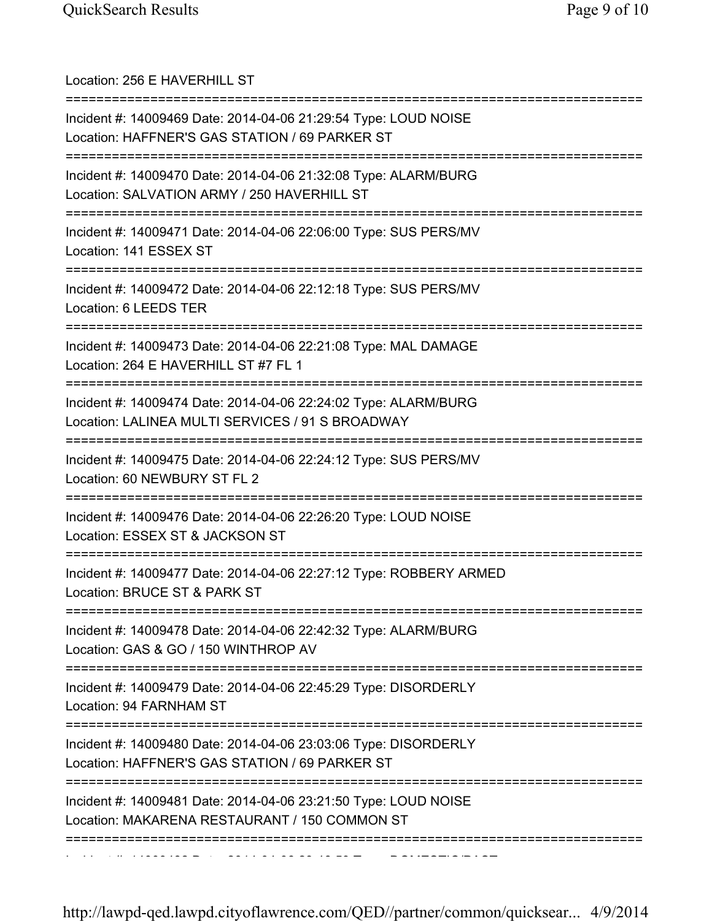Location: 256 E HAVERHILL ST

===========================================================================

Incident #: 14009469 Date: 2014-04-06 21:29:54 Type: LOUD NOISE
Location: HAFFNER'S GAS STATION / 69 PARKER ST

===========================================================================

Incident #: 14009470 Date: 2014-04-06 21:32:08 Type: ALARM/BURG
Location: SALVATION ARMY / 250 HAVERHILL ST

===========================================================================

Incident #: 14009471 Date: 2014-04-06 22:06:00 Type: SUS PERS/MV
Location: 141 ESSEX ST

===========================================================================

Incident #: 14009472 Date: 2014-04-06 22:12:18 Type: SUS PERS/MV
Location: 6 LEEDS TER

===========================================================================

Incident #: 14009473 Date: 2014-04-06 22:21:08 Type: MAL DAMAGE
Location: 264 E HAVERHILL ST #7 FL 1

===========================================================================

Incident #: 14009474 Date: 2014-04-06 22:24:02 Type: ALARM/BURG
Location: LALINEA MULTI SERVICES / 91 S BROADWAY

===========================================================================

Incident #: 14009475 Date: 2014-04-06 22:24:12 Type: SUS PERS/MV
Location: 60 NEWBURY ST FL 2

===========================================================================

Incident #: 14009476 Date: 2014-04-06 22:26:20 Type: LOUD NOISE
Location: ESSEX ST & JACKSON ST

===========================================================================

Incident #: 14009477 Date: 2014-04-06 22:27:12 Type: ROBBERY ARMED
Location: BRUCE ST & PARK ST

===========================================================================

Incident #: 14009478 Date: 2014-04-06 22:42:32 Type: ALARM/BURG
Location: GAS & GO / 150 WINTHROP AV

===========================================================================

Incident #: 14009479 Date: 2014-04-06 22:45:29 Type: DISORDERLY
Location: 94 FARNHAM ST

===========================================================================

Incident #: 14009480 Date: 2014-04-06 23:03:06 Type: DISORDERLY
Location: HAFFNER'S GAS STATION / 69 PARKER ST

===========================================================================

Incident #: 14009481 Date: 2014-04-06 23:21:50 Type: LOUD NOISE
Location: MAKARENA RESTAURANT / 150 COMMON ST

===========================================================================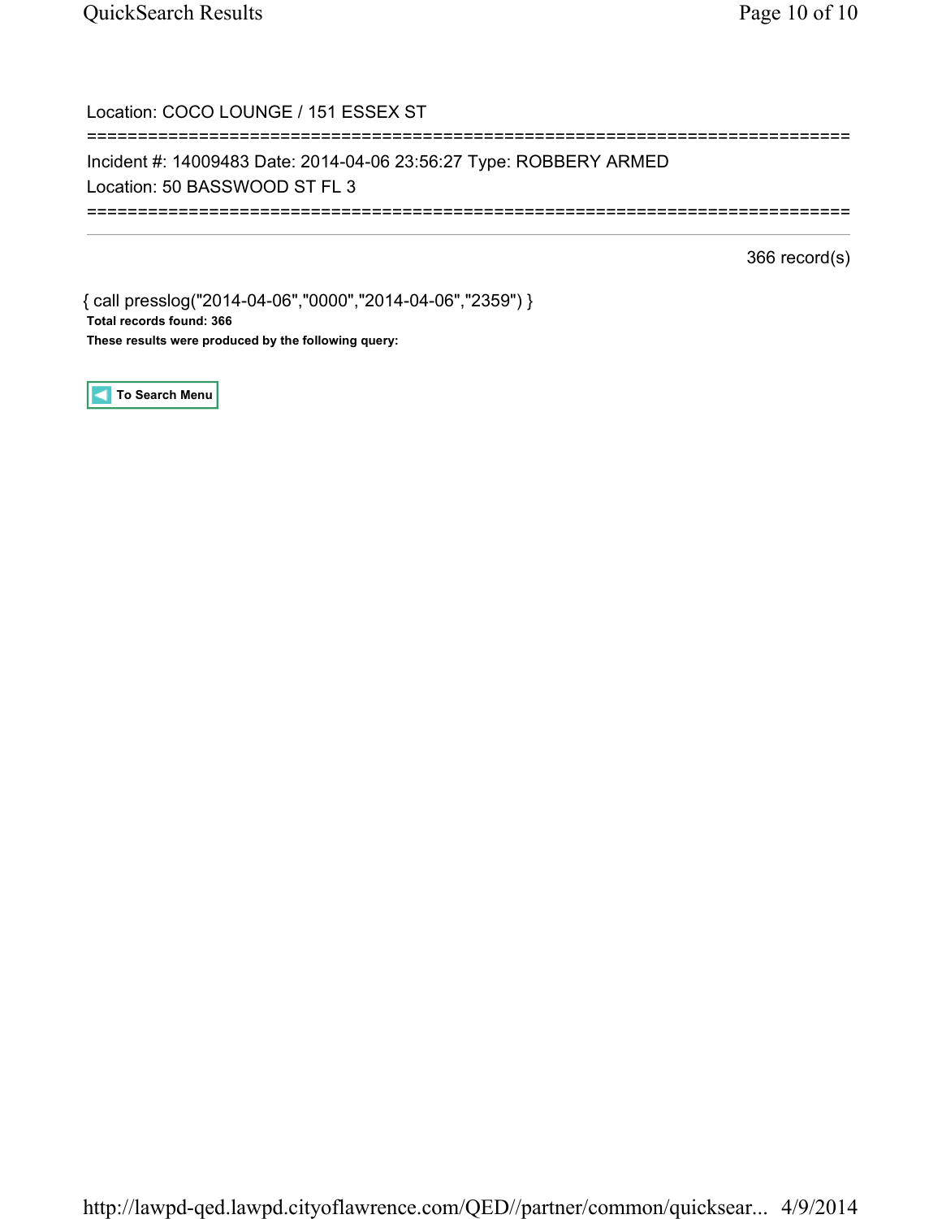Location: COCO LOUNGE / 151 ESSEX ST

===========================================================================

Incident #: 14009483 Date: 2014-04-06 23:56:27 Type: ROBBERY ARMED

Location: 50 BASSWOOD ST FL 3

===========================================================================

366 record(s)

{ call presslog("2014-04-06","0000","2014-04-06","2359") }

**Total records found: 366**

**These results were produced by the following query:**

**To Search Menu**